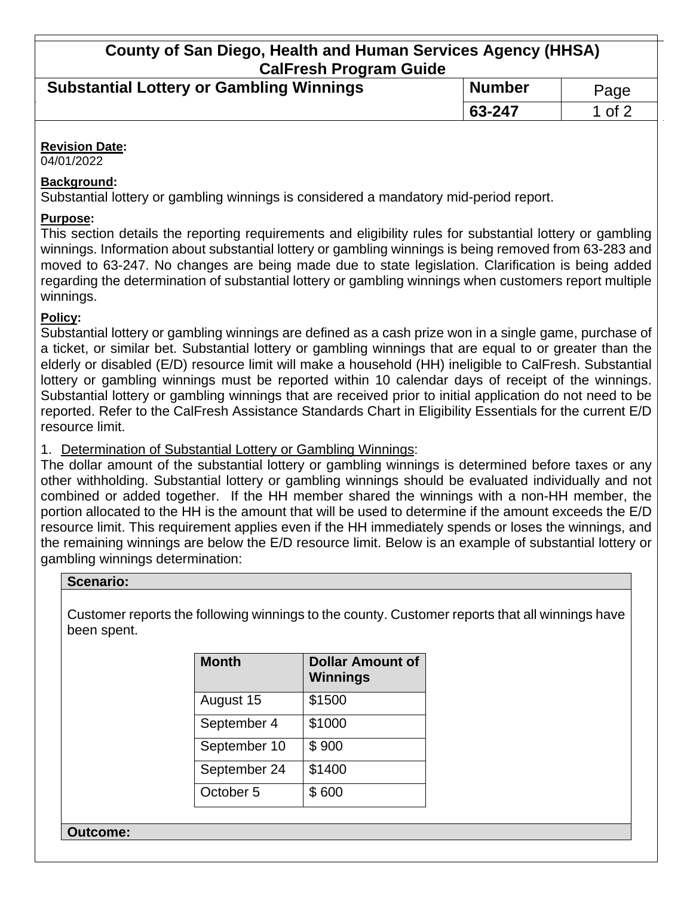# County of San Diego, Health and Human Services Agency (HHSA)
## CalFresh Program Guide

| Substantial Lottery or Gambling Winnings | Number | Page |
| --- | --- | --- |
| | 63-247 | 1 of 2 |

**Revision Date:**
04/01/2022

**Background:**
Substantial lottery or gambling winnings is considered a mandatory mid-period report.

**Purpose:**
This section details the reporting requirements and eligibility rules for substantial lottery or gambling winnings. Information about substantial lottery or gambling winnings is being removed from 63-283 and moved to 63-247. No changes are being made due to state legislation. Clarification is being added regarding the determination of substantial lottery or gambling winnings when customers report multiple winnings.

**Policy:**
Substantial lottery or gambling winnings are defined as a cash prize won in a single game, purchase of a ticket, or similar bet. Substantial lottery or gambling winnings that are equal to or greater than the elderly or disabled (E/D) resource limit will make a household (HH) ineligible to CalFresh. Substantial lottery or gambling winnings must be reported within 10 calendar days of receipt of the winnings. Substantial lottery or gambling winnings that are received prior to initial application do not need to be reported. Refer to the CalFresh Assistance Standards Chart in Eligibility Essentials for the current E/D resource limit.

1. Determination of Substantial Lottery or Gambling Winnings:

The dollar amount of the substantial lottery or gambling winnings is determined before taxes or any other withholding. Substantial lottery or gambling winnings should be evaluated individually and not combined or added together. If the HH member shared the winnings with a non-HH member, the portion allocated to the HH is the amount that will be used to determine if the amount exceeds the E/D resource limit. This requirement applies even if the HH immediately spends or loses the winnings, and the remaining winnings are below the E/D resource limit. Below is an example of substantial lottery or gambling winnings determination:

**Scenario:**

Customer reports the following winnings to the county. Customer reports that all winnings have been spent.

| Month | Dollar Amount of Winnings |
| --- | --- |
| August 15 | $1500 |
| September 4 | $1000 |
| September 10 | $ 900 |
| September 24 | $1400 |
| October 5 | $ 600 |

**Outcome:**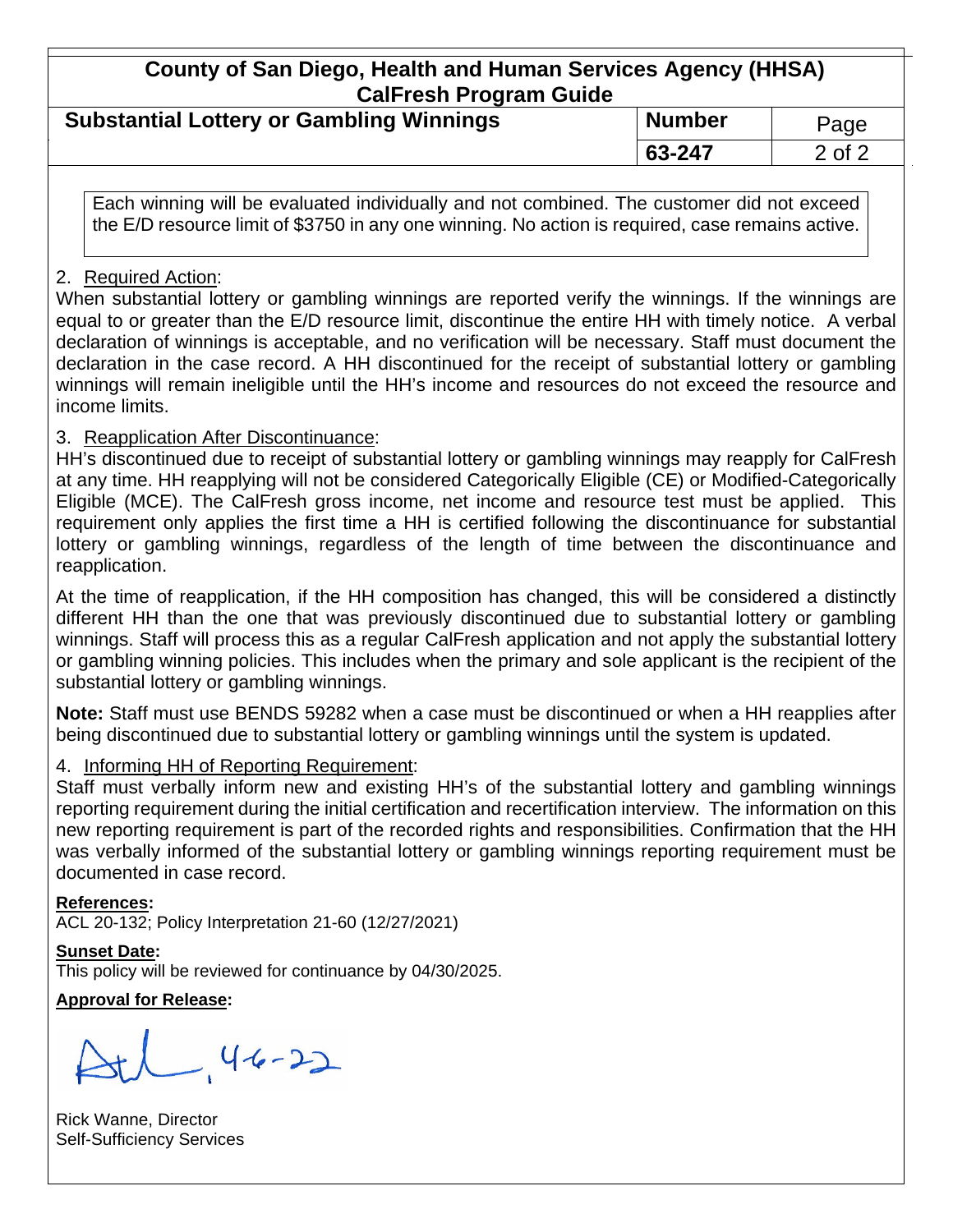Each winning will be evaluated individually and not combined. The customer did not exceed the E/D resource limit of $3750 in any one winning. No action is required, case remains active.

2. Required Action:

When substantial lottery or gambling winnings are reported verify the winnings. If the winnings are equal to or greater than the E/D resource limit, discontinue the entire HH with timely notice. A verbal declaration of winnings is acceptable, and no verification will be necessary. Staff must document the declaration in the case record. A HH discontinued for the receipt of substantial lottery or gambling winnings will remain ineligible until the HH's income and resources do not exceed the resource and income limits.

3. Reapplication After Discontinuance:

HH's discontinued due to receipt of substantial lottery or gambling winnings may reapply for CalFresh at any time. HH reapplying will not be considered Categorically Eligible (CE) or Modified-Categorically Eligible (MCE). The CalFresh gross income, net income and resource test must be applied. This requirement only applies the first time a HH is certified following the discontinuance for substantial lottery or gambling winnings, regardless of the length of time between the discontinuance and reapplication.

At the time of reapplication, if the HH composition has changed, this will be considered a distinctly different HH than the one that was previously discontinued due to substantial lottery or gambling winnings. Staff will process this as a regular CalFresh application and not apply the substantial lottery or gambling winning policies. This includes when the primary and sole applicant is the recipient of the substantial lottery or gambling winnings.

**Note:** Staff must use BENDS 59282 when a case must be discontinued or when a HH reapplies after being discontinued due to substantial lottery or gambling winnings until the system is updated.

4. Informing HH of Reporting Requirement:

Staff must verbally inform new and existing HH's of the substantial lottery and gambling winnings reporting requirement during the initial certification and recertification interview. The information on this new reporting requirement is part of the recorded rights and responsibilities. Confirmation that the HH was verbally informed of the substantial lottery or gambling winnings reporting requirement must be documented in case record.

**References:**

ACL 20-132; Policy Interpretation 21-60 (12/27/2021)

**Sunset Date:**

This policy will be reviewed for continuance by 04/30/2025.

**Approval for Release:**

4-6-22

Rick Wanne, Director
Self-Sufficiency Services